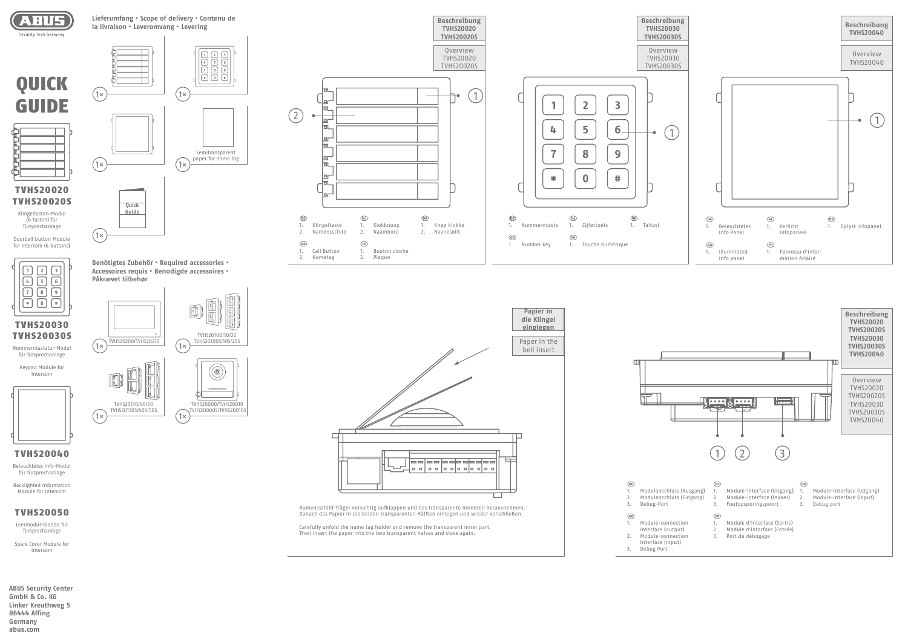# QUICK GUIDE

ABUS
Security Tech Germany

**TVHS20020**
**TVHS20020S**

Klingeltasten-Modul (6 Tasten) für Türsprechanlage

Doorbell button Module for Intercom (6 buttons)

**TVHS20030**
**TVHS20030S**

Nummerntastatur-Modul für Türsprechanlage

Keypad Module for Intercom

**TVHS20040**

Beleuchtetes Info-Modul für Türsprechanlage

Backlighted Information Module for Intercom

**TVHS20050**

Leermodul-Blende für Türsprechanlage

Spare Cover Module for Intercom

**ABUS Security Center GmbH & Co. KG**
**Linker Kreuthweg 5**
**86444 Affing**
**Germany**
**abus.com**

## Lieferumfang • Scope of delivery • Contenu de la livraison • Leveromvang • Levering

1×

1×

1×

1× Semitransparent paper for name tag

1× Quick Guide

## Benötigtes Zubehör • Required accessories • Accessoires requis • Benodigde accessoires • Påkrævet tilbehør

1× TVHS20200/TVHS20210

1× TVHS20100/10/20 TVHS20100S/10S/20S

1× TVHS20130/40/50 TVHS20130S/40S/50S

1× TVHS20000/TVHS20010 TVHS20000S/TVHS20010S

## Beschreibung TVHS20020 TVHS20020S

Overview TVHS20020 TVHS20020S

DE
1. Klingeltaste
2. Namensschild

NL
1. Klokknoop
2. Naambord

DK
1. Knap klokke
2. Navneskilt

GB
1. Call Button
2. Nametag

FR
1. Bouton cloche
2. Plaque

## Beschreibung TVHS20030 TVHS20030S

Overview TVHS20030 TVHS20030S

DE
1. Nummerntaste

NL
1. Cijfertoets

DK
1. Taltast

GB
1. Number key

FR
1. Touche numérique

## Beschreibung TVHS20040

Overview TVHS20040

DE
1. Beleuchtetes Info Panel

NL
1. Verlicht infopaneel

DK
1. Oplyst infopanel

GB
1. Illuminated info panel

FR
1. Panneau d'information éclairé

## Papier in die Klingel einlegen

Paper in the bell insert

Namensschild-Träger vorsichtig aufklappen und das transparente Innenteil herausnehmen. Danach das Papier in die beiden transparenten Hälften einlegen und wieder verschließen.

Carefully unfold the name tag holder and remove the transparent inner part. Then insert the paper into the two transparent halves and close again.

## Beschreibung TVHS20020 TVHS20020S TVHS20030 TVHS20030S TVHS20040

Overview TVHS20020 TVHS20020S TVHS20030 TVHS20030S TVHS20040

DE
1. Modulanschluss (Ausgang)
2. Modulanschluss (Eingang)
3. Debug-Port

NL
1. Module-interface (Uitgang)
2. Module-interface (Invoer)
3. Foutopsporingspoort

DK
1. Module-interface (Udgang)
2. Module-interface (Input)
3. Debug port

GB
1. Module-connection Interface (output)
2. Module-connection Interface (input)
3. Debug Port

FR
1. Module d'interface (Sortie)
2. Module d'interface (Entrée)
3. Port de débogage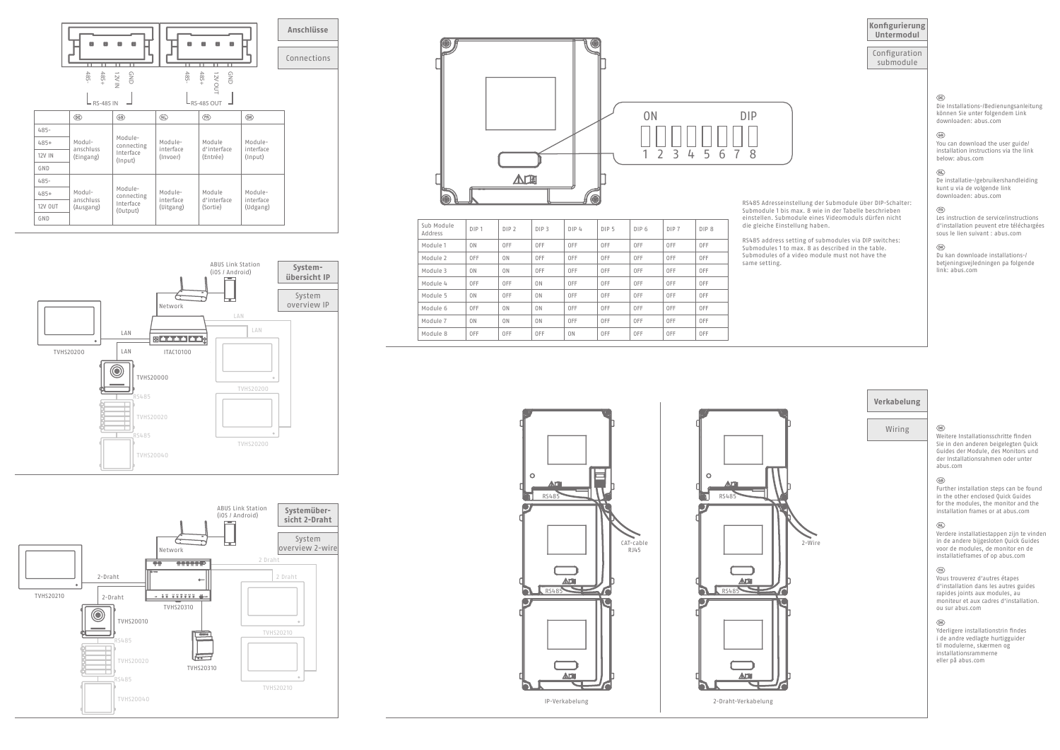## Anschlüsse

## Connections

485- 485+ 12V IN GND
RS-485 IN

485- 485+ 12V OUT GND
RS-485 OUT

| | DE | GB | NL | FR | DK |
|---|---|---|---|---|---|
| 485- | Modul-anschluss (Eingang) | Module-connecting Interface (Input) | Module-interface (Invoer) | Module d'interface (Entrée) | Module-interface (Input) |
| 485+ | | | | | |
| 12V IN | | | | | |
| GND | | | | | |
| 485- | Modul-anschluss (Ausgang) | Module-connecting Interface (Output) | Module-interface (Uitgang) | Module d'interface (Sortie) | Module-interface (Udgang) |
| 485+ | | | | | |
| 12V OUT | | | | | |
| GND | | | | | |

## Systemübersicht IP

## System overview IP

ABUS Link Station (iOS / Android)

Network

LAN

LAN

LAN

LAN

TVHS20200

ITAC10100

TVHS20000

RS485

TVHS20020

RS485

TVHS20040

TVHS20200

TVHS20200

## Systemübersicht 2-Draht

## System overview 2-wire

ABUS Link Station (iOS / Android)

Network

2-Draht

2-Draht

2 Draht

2 Draht

TVHS20210

TVHS20310

TVHS20010

RS485

TVHS20020

RS485

TVHS20040

TVHS20310

TVHS20210

TVHS20210

## Konfigurierung Untermodul

## Configuration submodule

ON DIP

1 2 3 4 5 6 7 8

| Sub Module Address | DIP 1 | DIP 2 | DIP 3 | DIP 4 | DIP 5 | DIP 6 | DIP 7 | DIP 8 |
|---|---|---|---|---|---|---|---|---|
| Module 1 | ON | OFF | OFF | OFF | OFF | OFF | OFF | OFF |
| Module 2 | OFF | ON | OFF | OFF | OFF | OFF | OFF | OFF |
| Module 3 | ON | ON | OFF | OFF | OFF | OFF | OFF | OFF |
| Module 4 | OFF | OFF | ON | OFF | OFF | OFF | OFF | OFF |
| Module 5 | ON | OFF | ON | OFF | OFF | OFF | OFF | OFF |
| Module 6 | OFF | ON | ON | OFF | OFF | OFF | OFF | OFF |
| Module 7 | ON | ON | ON | OFF | OFF | OFF | OFF | OFF |
| Module 8 | OFF | OFF | OFF | ON | OFF | OFF | OFF | OFF |

RS485 Adresseinstellung der Submodule über DIP-Schalter: Submodule 1 bis max. 8 wie in der Tabelle beschrieben einstellen. Submodule eines Videomoduls dürfen nicht die gleiche Einstellung haben.

RS485 address setting of submodules via DIP switches: Submodules 1 to max. 8 as described in the table. Submodules of a video module must not have the same setting.

DE
Die Installations-/Bedienungsanleitung können Sie unter folgendem Link downloaden: abus.com

GB
You can download the user guide/ installation instructions via the link below: abus.com

NL
De installatie-/gebruikershandleiding kunt u via de volgende link downloaden: abus.com

FR
Les instruction de service/instructions d'installation peuvent etre téléchargées sous le lien suivant : abus.com

DK
Du kan downloade installations-/ betjeningsvejledningen pa folgende link: abus.com

## Verkabelung

## Wiring

RS485

RS485

CAT-cable RJ45

IP-Verkabelung

RS485

RS485

2-Wire

2-Draht-Verkabelung

DE
Weitere Installationsschritte finden Sie in den anderen beigelegten Quick Guides der Module, des Monitors und der Installationsrahmen oder unter abus.com

GB
Further installation steps can be found in the other enclosed Quick Guides for the modules, the monitor and the installation frames or at abus.com

NL
Verdere installatiestappen zijn te vinden in de andere bijgesloten Quick Guides voor de modules, de monitor en de installatieframes of op abus.com

FR
Vous trouverez d'autres étapes d'installation dans les autres guides rapides joints aux modules, au moniteur et aux cadres d'installation. ou sur abus.com

DK
Yderligere installationstrin findes i de andre vedlagte hurtigguider til modulerne, skærmen og installationsrammerne eller på abus.com